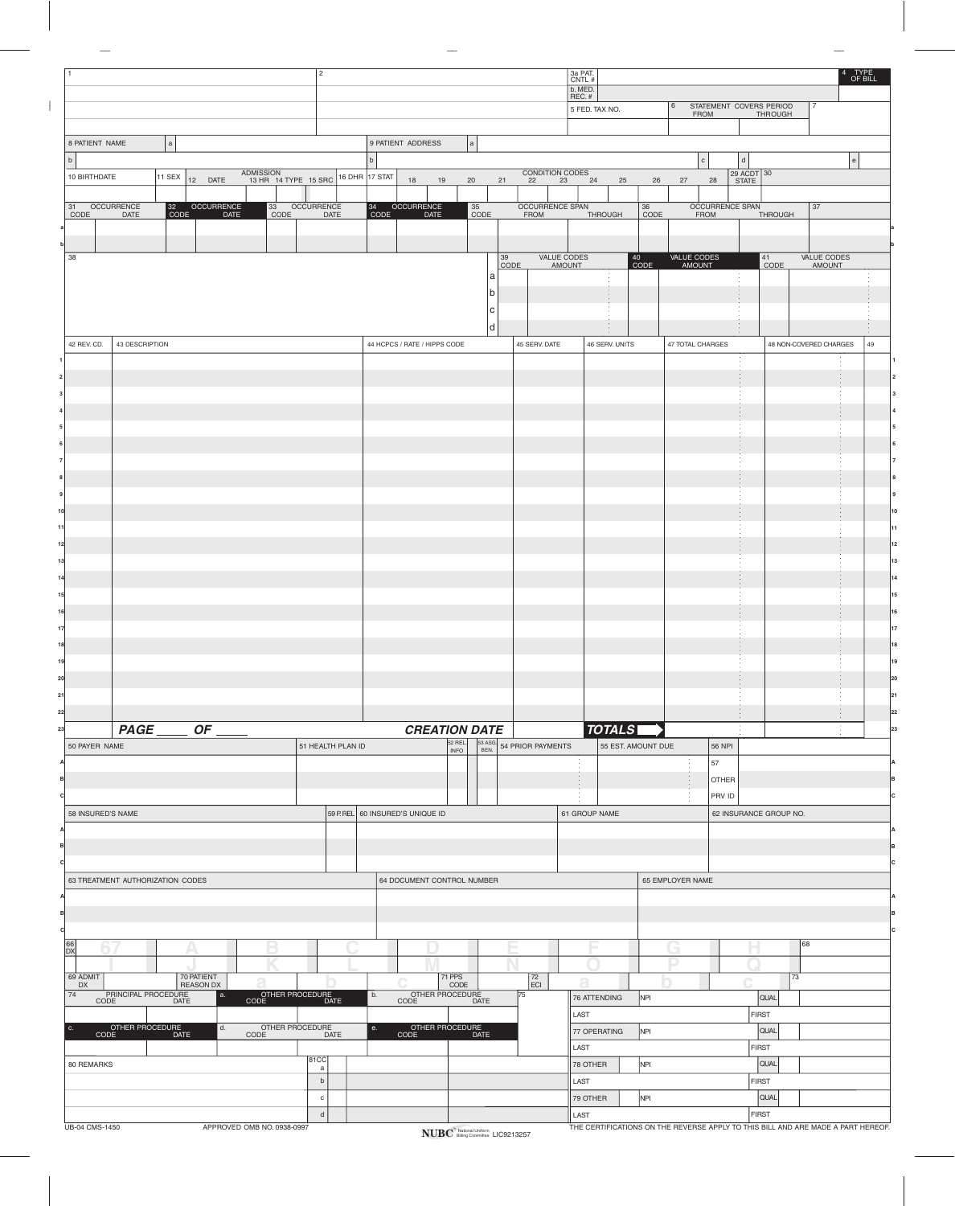| 1 | 2 | 3a PAT. CNTL # | | 4 TYPE OF BILL |
|---|---|---|---|---|
| | | b. MED. REC. # | | |
| | | 5 FED. TAX NO. | 6 STATEMENT COVERS PERIOD FROM / THROUGH | 7 |

| 8 PATIENT NAME | a | 9 PATIENT ADDRESS | a |
|---|---|---|---|
| b | | b | c / d / e |

| 10 BIRTHDATE | 11 SEX | ADMISSION 12 DATE | 13 HR | 14 TYPE | 15 SRC | 16 DHR | 17 STAT | CONDITION CODES 18 | 19 | 20 | 21 | 22 | 23 | 24 | 25 | 26 | 27 | 28 | 29 ACDT STATE | 30 |
|---|---|---|---|---|---|---|---|---|---|---|---|---|---|---|---|---|---|---|---|---|
| | | | | | | | | | | | | | | | | | | | | |

| | 31 OCCURRENCE CODE | DATE | 32 OCCURRENCE CODE | DATE | 33 OCCURRENCE CODE | DATE | 34 OCCURRENCE CODE | DATE | 35 OCCURRENCE SPAN CODE | FROM | THROUGH | 36 OCCURRENCE SPAN CODE | FROM | THROUGH | 37 |
|---|---|---|---|---|---|---|---|---|---|---|---|---|---|---|---|
| a | | | | | | | | | | | | | | | |
| b | | | | | | | | | | | | | | | |

| 38 | | 39 VALUE CODES CODE | AMOUNT | 40 VALUE CODES CODE | AMOUNT | 41 VALUE CODES CODE | AMOUNT |
|---|---|---|---|---|---|---|---|
| | a | | | | | | |
| | b | | | | | | |
| | c | | | | | | |
| | d | | | | | | |

| | 42 REV. CD. | 43 DESCRIPTION | 44 HCPCS / RATE / HIPPS CODE | 45 SERV. DATE | 46 SERV. UNITS | 47 TOTAL CHARGES | 48 NON-COVERED CHARGES | 49 |
|---|---|---|---|---|---|---|---|---|
| 1 | | | | | | | | |
| 2 | | | | | | | | |
| 3 | | | | | | | | |
| 4 | | | | | | | | |
| 5 | | | | | | | | |
| 6 | | | | | | | | |
| 7 | | | | | | | | |
| 8 | | | | | | | | |
| 9 | | | | | | | | |
| 10 | | | | | | | | |
| 11 | | | | | | | | |
| 12 | | | | | | | | |
| 13 | | | | | | | | |
| 14 | | | | | | | | |
| 15 | | | | | | | | |
| 16 | | | | | | | | |
| 17 | | | | | | | | |
| 18 | | | | | | | | |
| 19 | | | | | | | | |
| 20 | | | | | | | | |
| 21 | | | | | | | | |
| 22 | | | | | | | | |
| 23 | | **PAGE ____ OF ____** | **CREATION DATE** | | **TOTALS** | | | |

| | 50 PAYER NAME | 51 HEALTH PLAN ID | 52 REL. INFO | 53 ASG. BEN. | 54 PRIOR PAYMENTS | 55 EST. AMOUNT DUE | 56 NPI | |
|---|---|---|---|---|---|---|---|---|
| A | | | | | | | 57 | |
| B | | | | | | | OTHER | |
| C | | | | | | | PRV ID | |

| | 58 INSURED'S NAME | 59 P.REL | 60 INSURED'S UNIQUE ID | 61 GROUP NAME | 62 INSURANCE GROUP NO. |
|---|---|---|---|---|---|
| A | | | | | |
| B | | | | | |
| C | | | | | |

| | 63 TREATMENT AUTHORIZATION CODES | 64 DOCUMENT CONTROL NUMBER | 65 EMPLOYER NAME |
|---|---|---|---|
| A | | | |
| B | | | |
| C | | | |

| 66 DX | 67 | A | B | C | D | E | F | G | H | 68 |
|---|---|---|---|---|---|---|---|---|---|---|
| | I | J | K | L | M | N | O | P | Q | |

| 69 ADMIT DX | 70 PATIENT REASON DX a | b | c | 71 PPS CODE | 72 ECI a | b | c | 73 |
|---|---|---|---|---|---|---|---|---|

| 74 PRINCIPAL PROCEDURE CODE / DATE | a. OTHER PROCEDURE CODE / DATE | b. OTHER PROCEDURE CODE / DATE | 75 | 76 ATTENDING | NPI | QUAL |
|---|---|---|---|---|---|---|
| | | | | LAST | FIRST | |
| c. OTHER PROCEDURE CODE / DATE | d. OTHER PROCEDURE CODE / DATE | e. OTHER PROCEDURE CODE / DATE | | 77 OPERATING | NPI | QUAL |
| | | | | LAST | FIRST | |

| 80 REMARKS | 81CC | | 78 OTHER | NPI | QUAL |
|---|---|---|---|---|---|
| | a | | | | |
| | b | | LAST | FIRST | |
| | c | | 79 OTHER | NPI | QUAL |
| | d | | LAST | FIRST | |

UB-04 CMS-1450 APPROVED OMB NO. 0938-0997 NUBC National Uniform Billing Committee LIC9213257 THE CERTIFICATIONS ON THE REVERSE APPLY TO THIS BILL AND ARE MADE A PART HEREOF.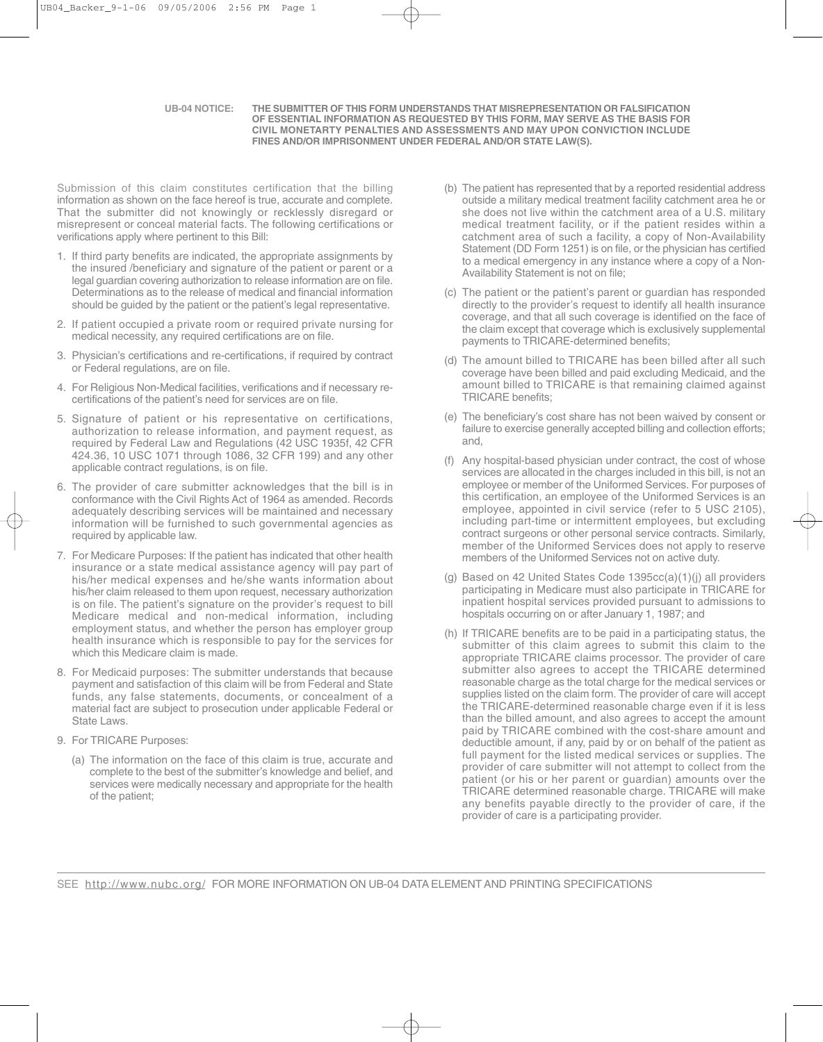**UB-04 NOTICE: THE SUBMITTER OF THIS FORM UNDERSTANDS THAT MISREPRESENTATION OR FALSIFICATION OF ESSENTIAL INFORMATION AS REQUESTED BY THIS FORM, MAY SERVE AS THE BASIS FOR CIVIL MONETARTY PENALTIES AND ASSESSMENTS AND MAY UPON CONVICTION INCLUDE FINES AND/OR IMPRISONMENT UNDER FEDERAL AND/OR STATE LAW(S).**

Submission of this claim constitutes certification that the billing information as shown on the face hereof is true, accurate and complete. That the submitter did not knowingly or recklessly disregard or misrepresent or conceal material facts. The following certifications or verifications apply where pertinent to this Bill:

1. If third party benefits are indicated, the appropriate assignments by the insured /beneficiary and signature of the patient or parent or a legal guardian covering authorization to release information are on file. Determinations as to the release of medical and financial information should be guided by the patient or the patient's legal representative.
2. If patient occupied a private room or required private nursing for medical necessity, any required certifications are on file.
3. Physician's certifications and re-certifications, if required by contract or Federal regulations, are on file.
4. For Religious Non-Medical facilities, verifications and if necessary re-certifications of the patient's need for services are on file.
5. Signature of patient or his representative on certifications, authorization to release information, and payment request, as required by Federal Law and Regulations (42 USC 1935f, 42 CFR 424.36, 10 USC 1071 through 1086, 32 CFR 199) and any other applicable contract regulations, is on file.
6. The provider of care submitter acknowledges that the bill is in conformance with the Civil Rights Act of 1964 as amended. Records adequately describing services will be maintained and necessary information will be furnished to such governmental agencies as required by applicable law.
7. For Medicare Purposes: If the patient has indicated that other health insurance or a state medical assistance agency will pay part of his/her medical expenses and he/she wants information about his/her claim released to them upon request, necessary authorization is on file. The patient's signature on the provider's request to bill Medicare medical and non-medical information, including employment status, and whether the person has employer group health insurance which is responsible to pay for the services for which this Medicare claim is made.
8. For Medicaid purposes: The submitter understands that because payment and satisfaction of this claim will be from Federal and State funds, any false statements, documents, or concealment of a material fact are subject to prosecution under applicable Federal or State Laws.
9. For TRICARE Purposes:
   (a) The information on the face of this claim is true, accurate and complete to the best of the submitter's knowledge and belief, and services were medically necessary and appropriate for the health of the patient;

   (b) The patient has represented that by a reported residential address outside a military medical treatment facility catchment area he or she does not live within the catchment area of a U.S. military medical treatment facility, or if the patient resides within a catchment area of such a facility, a copy of Non-Availability Statement (DD Form 1251) is on file, or the physician has certified to a medical emergency in any instance where a copy of a Non-Availability Statement is not on file;

   (c) The patient or the patient's parent or guardian has responded directly to the provider's request to identify all health insurance coverage, and that all such coverage is identified on the face of the claim except that coverage which is exclusively supplemental payments to TRICARE-determined benefits;

   (d) The amount billed to TRICARE has been billed after all such coverage have been billed and paid excluding Medicaid, and the amount billed to TRICARE is that remaining claimed against TRICARE benefits;

   (e) The beneficiary's cost share has not been waived by consent or failure to exercise generally accepted billing and collection efforts; and,

   (f) Any hospital-based physician under contract, the cost of whose services are allocated in the charges included in this bill, is not an employee or member of the Uniformed Services. For purposes of this certification, an employee of the Uniformed Services is an employee, appointed in civil service (refer to 5 USC 2105), including part-time or intermittent employees, but excluding contract surgeons or other personal service contracts. Similarly, member of the Uniformed Services does not apply to reserve members of the Uniformed Services not on active duty.

   (g) Based on 42 United States Code 1395cc(a)(1)(j) all providers participating in Medicare must also participate in TRICARE for inpatient hospital services provided pursuant to admissions to hospitals occurring on or after January 1, 1987; and

   (h) If TRICARE benefits are to be paid in a participating status, the submitter of this claim agrees to submit this claim to the appropriate TRICARE claims processor. The provider of care submitter also agrees to accept the TRICARE determined reasonable charge as the total charge for the medical services or supplies listed on the claim form. The provider of care will accept the TRICARE-determined reasonable charge even if it is less than the billed amount, and also agrees to accept the amount paid by TRICARE combined with the cost-share amount and deductible amount, if any, paid by or on behalf of the patient as full payment for the listed medical services or supplies. The provider of care submitter will not attempt to collect from the patient (or his or her parent or guardian) amounts over the TRICARE determined reasonable charge. TRICARE will make any benefits payable directly to the provider of care, if the provider of care is a participating provider.

SEE http://www.nubc.org/ FOR MORE INFORMATION ON UB-04 DATA ELEMENT AND PRINTING SPECIFICATIONS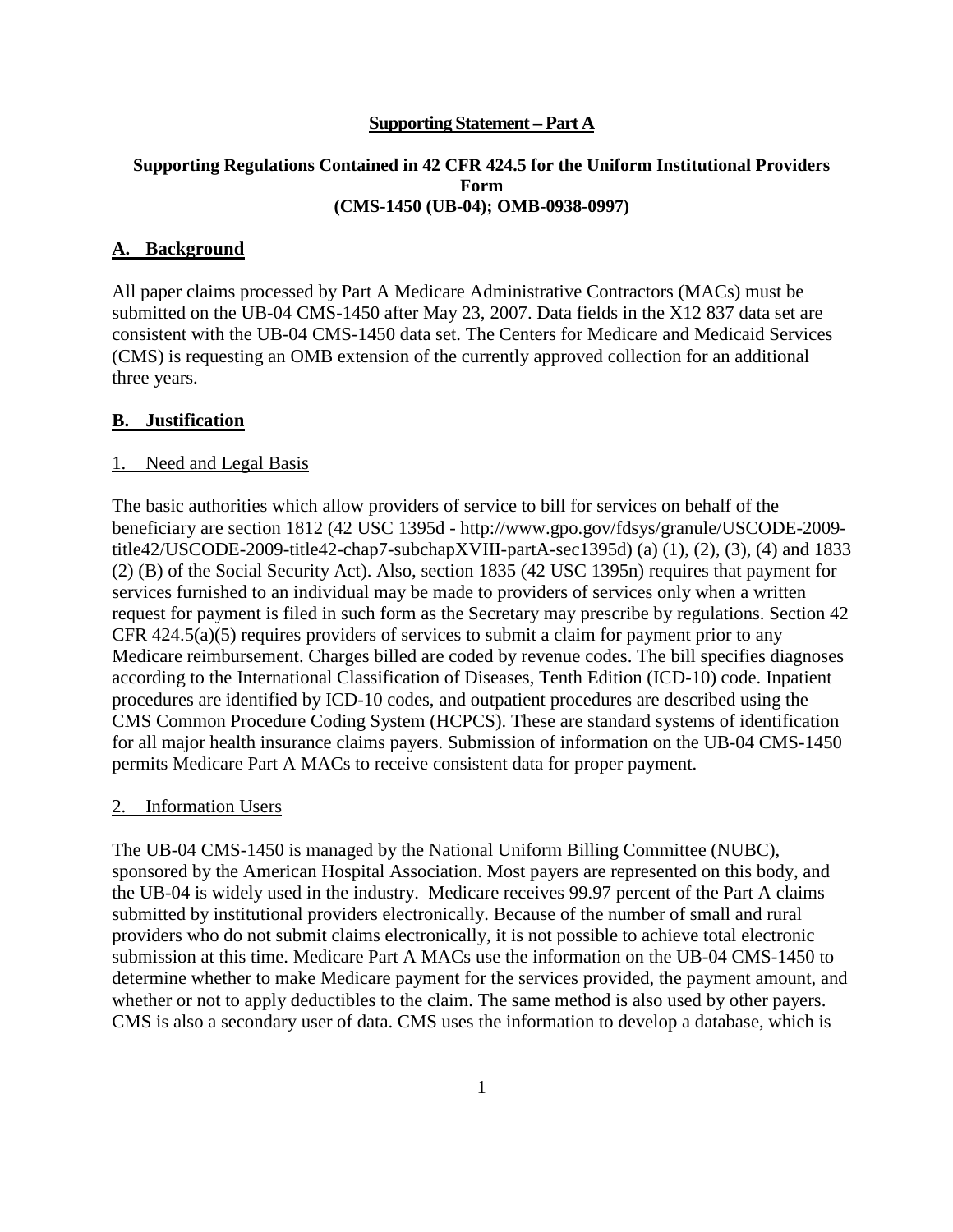**Supporting Statement – Part A**

**Supporting Regulations Contained in 42 CFR 424.5 for the Uniform Institutional Providers Form (CMS-1450 (UB-04); OMB-0938-0997)**

## A. Background

All paper claims processed by Part A Medicare Administrative Contractors (MACs) must be submitted on the UB-04 CMS-1450 after May 23, 2007. Data fields in the X12 837 data set are consistent with the UB-04 CMS-1450 data set. The Centers for Medicare and Medicaid Services (CMS) is requesting an OMB extension of the currently approved collection for an additional three years.

## B. Justification

### 1. Need and Legal Basis

The basic authorities which allow providers of service to bill for services on behalf of the beneficiary are section 1812 (42 USC 1395d - http://www.gpo.gov/fdsys/granule/USCODE-2009-title42/USCODE-2009-title42-chap7-subchapXVIII-partA-sec1395d) (a) (1), (2), (3), (4) and 1833 (2) (B) of the Social Security Act). Also, section 1835 (42 USC 1395n) requires that payment for services furnished to an individual may be made to providers of services only when a written request for payment is filed in such form as the Secretary may prescribe by regulations. Section 42 CFR 424.5(a)(5) requires providers of services to submit a claim for payment prior to any Medicare reimbursement. Charges billed are coded by revenue codes. The bill specifies diagnoses according to the International Classification of Diseases, Tenth Edition (ICD-10) code. Inpatient procedures are identified by ICD-10 codes, and outpatient procedures are described using the CMS Common Procedure Coding System (HCPCS). These are standard systems of identification for all major health insurance claims payers. Submission of information on the UB-04 CMS-1450 permits Medicare Part A MACs to receive consistent data for proper payment.

### 2. Information Users

The UB-04 CMS-1450 is managed by the National Uniform Billing Committee (NUBC), sponsored by the American Hospital Association. Most payers are represented on this body, and the UB-04 is widely used in the industry. Medicare receives 99.97 percent of the Part A claims submitted by institutional providers electronically. Because of the number of small and rural providers who do not submit claims electronically, it is not possible to achieve total electronic submission at this time. Medicare Part A MACs use the information on the UB-04 CMS-1450 to determine whether to make Medicare payment for the services provided, the payment amount, and whether or not to apply deductibles to the claim. The same method is also used by other payers. CMS is also a secondary user of data. CMS uses the information to develop a database, which is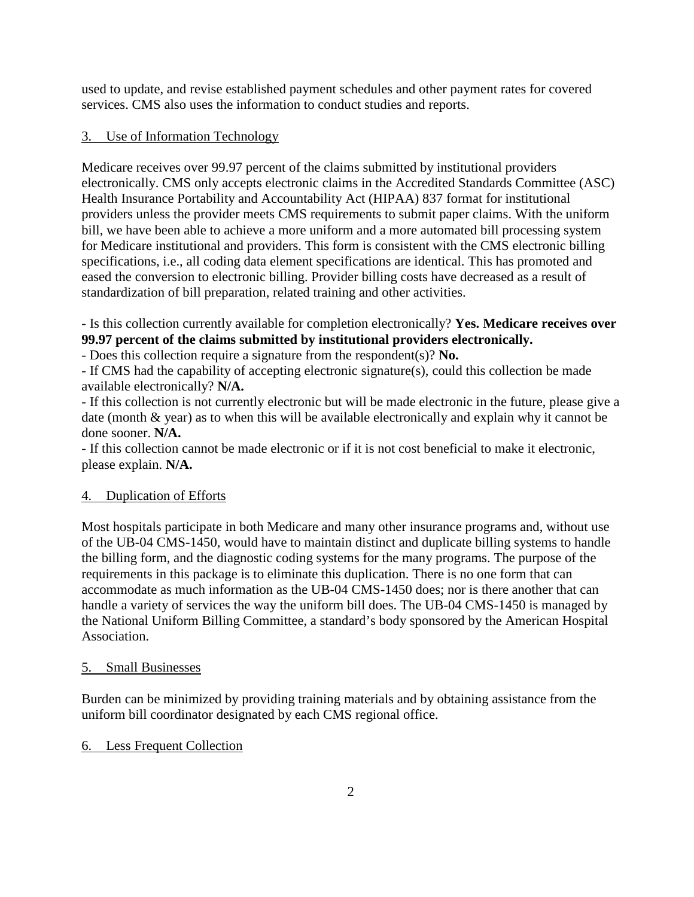used to update, and revise established payment schedules and other payment rates for covered services. CMS also uses the information to conduct studies and reports.

## 3. Use of Information Technology

Medicare receives over 99.97 percent of the claims submitted by institutional providers electronically. CMS only accepts electronic claims in the Accredited Standards Committee (ASC) Health Insurance Portability and Accountability Act (HIPAA) 837 format for institutional providers unless the provider meets CMS requirements to submit paper claims. With the uniform bill, we have been able to achieve a more uniform and a more automated bill processing system for Medicare institutional and providers. This form is consistent with the CMS electronic billing specifications, i.e., all coding data element specifications are identical. This has promoted and eased the conversion to electronic billing. Provider billing costs have decreased as a result of standardization of bill preparation, related training and other activities.

- Is this collection currently available for completion electronically? **Yes. Medicare receives over 99.97 percent of the claims submitted by institutional providers electronically.**
- Does this collection require a signature from the respondent(s)? **No.**
- If CMS had the capability of accepting electronic signature(s), could this collection be made available electronically? **N/A.**
- If this collection is not currently electronic but will be made electronic in the future, please give a date (month & year) as to when this will be available electronically and explain why it cannot be done sooner. **N/A.**
- If this collection cannot be made electronic or if it is not cost beneficial to make it electronic, please explain. **N/A.**

## 4. Duplication of Efforts

Most hospitals participate in both Medicare and many other insurance programs and, without use of the UB-04 CMS-1450, would have to maintain distinct and duplicate billing systems to handle the billing form, and the diagnostic coding systems for the many programs. The purpose of the requirements in this package is to eliminate this duplication. There is no one form that can accommodate as much information as the UB-04 CMS-1450 does; nor is there another that can handle a variety of services the way the uniform bill does. The UB-04 CMS-1450 is managed by the National Uniform Billing Committee, a standard's body sponsored by the American Hospital Association.

## 5. Small Businesses

Burden can be minimized by providing training materials and by obtaining assistance from the uniform bill coordinator designated by each CMS regional office.

## 6. Less Frequent Collection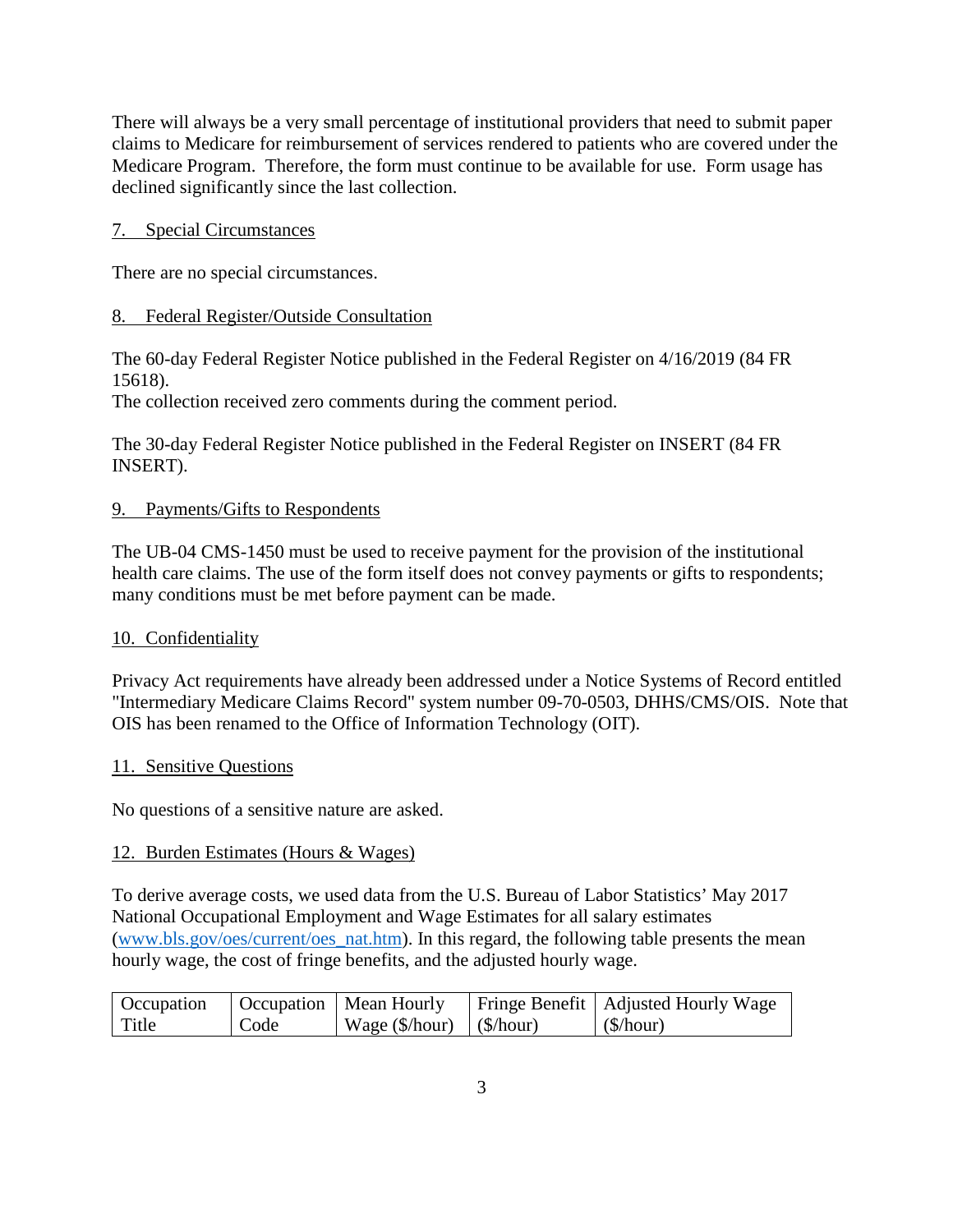There will always be a very small percentage of institutional providers that need to submit paper claims to Medicare for reimbursement of services rendered to patients who are covered under the Medicare Program. Therefore, the form must continue to be available for use. Form usage has declined significantly since the last collection.

## 7. Special Circumstances

There are no special circumstances.

## 8. Federal Register/Outside Consultation

The 60-day Federal Register Notice published in the Federal Register on 4/16/2019 (84 FR 15618).
The collection received zero comments during the comment period.

The 30-day Federal Register Notice published in the Federal Register on INSERT (84 FR INSERT).

## 9. Payments/Gifts to Respondents

The UB-04 CMS-1450 must be used to receive payment for the provision of the institutional health care claims. The use of the form itself does not convey payments or gifts to respondents; many conditions must be met before payment can be made.

## 10. Confidentiality

Privacy Act requirements have already been addressed under a Notice Systems of Record entitled "Intermediary Medicare Claims Record" system number 09-70-0503, DHHS/CMS/OIS. Note that OIS has been renamed to the Office of Information Technology (OIT).

## 11. Sensitive Questions

No questions of a sensitive nature are asked.

## 12. Burden Estimates (Hours & Wages)

To derive average costs, we used data from the U.S. Bureau of Labor Statistics' May 2017 National Occupational Employment and Wage Estimates for all salary estimates (www.bls.gov/oes/current/oes_nat.htm). In this regard, the following table presents the mean hourly wage, the cost of fringe benefits, and the adjusted hourly wage.

| Occupation Title | Occupation Code | Mean Hourly Wage ($/hour) | Fringe Benefit ($/hour) | Adjusted Hourly Wage ($/hour) |
|---|---|---|---|---|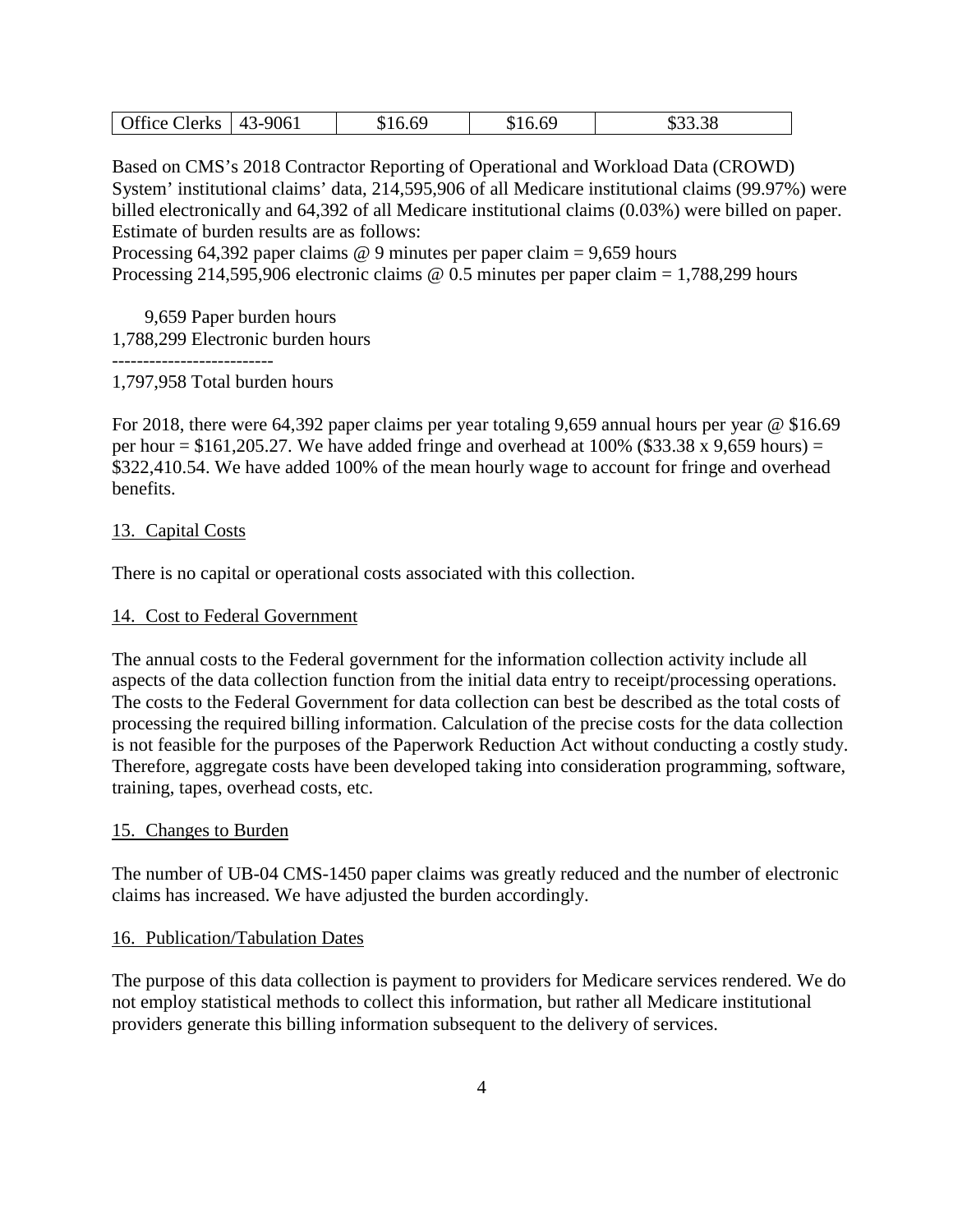| Office Clerks | 43-9061 | \$16.69 | \$16.69 | \$33.38 |
|---|---|---|---|---|

Based on CMS's 2018 Contractor Reporting of Operational and Workload Data (CROWD) System' institutional claims' data, 214,595,906 of all Medicare institutional claims (99.97%) were billed electronically and 64,392 of all Medicare institutional claims (0.03%) were billed on paper. Estimate of burden results are as follows:

Processing 64,392 paper claims @ 9 minutes per paper claim = 9,659 hours
Processing 214,595,906 electronic claims @ 0.5 minutes per paper claim = 1,788,299 hours

```
    9,659 Paper burden hours
1,788,299 Electronic burden hours
--------------------------
1,797,958 Total burden hours
```

For 2018, there were 64,392 paper claims per year totaling 9,659 annual hours per year @ \$16.69 per hour = \$161,205.27. We have added fringe and overhead at 100% (\$33.38 x 9,659 hours) = \$322,410.54. We have added 100% of the mean hourly wage to account for fringe and overhead benefits.

## 13. Capital Costs

There is no capital or operational costs associated with this collection.

## 14. Cost to Federal Government

The annual costs to the Federal government for the information collection activity include all aspects of the data collection function from the initial data entry to receipt/processing operations. The costs to the Federal Government for data collection can best be described as the total costs of processing the required billing information. Calculation of the precise costs for the data collection is not feasible for the purposes of the Paperwork Reduction Act without conducting a costly study. Therefore, aggregate costs have been developed taking into consideration programming, software, training, tapes, overhead costs, etc.

## 15. Changes to Burden

The number of UB-04 CMS-1450 paper claims was greatly reduced and the number of electronic claims has increased. We have adjusted the burden accordingly.

## 16. Publication/Tabulation Dates

The purpose of this data collection is payment to providers for Medicare services rendered. We do not employ statistical methods to collect this information, but rather all Medicare institutional providers generate this billing information subsequent to the delivery of services.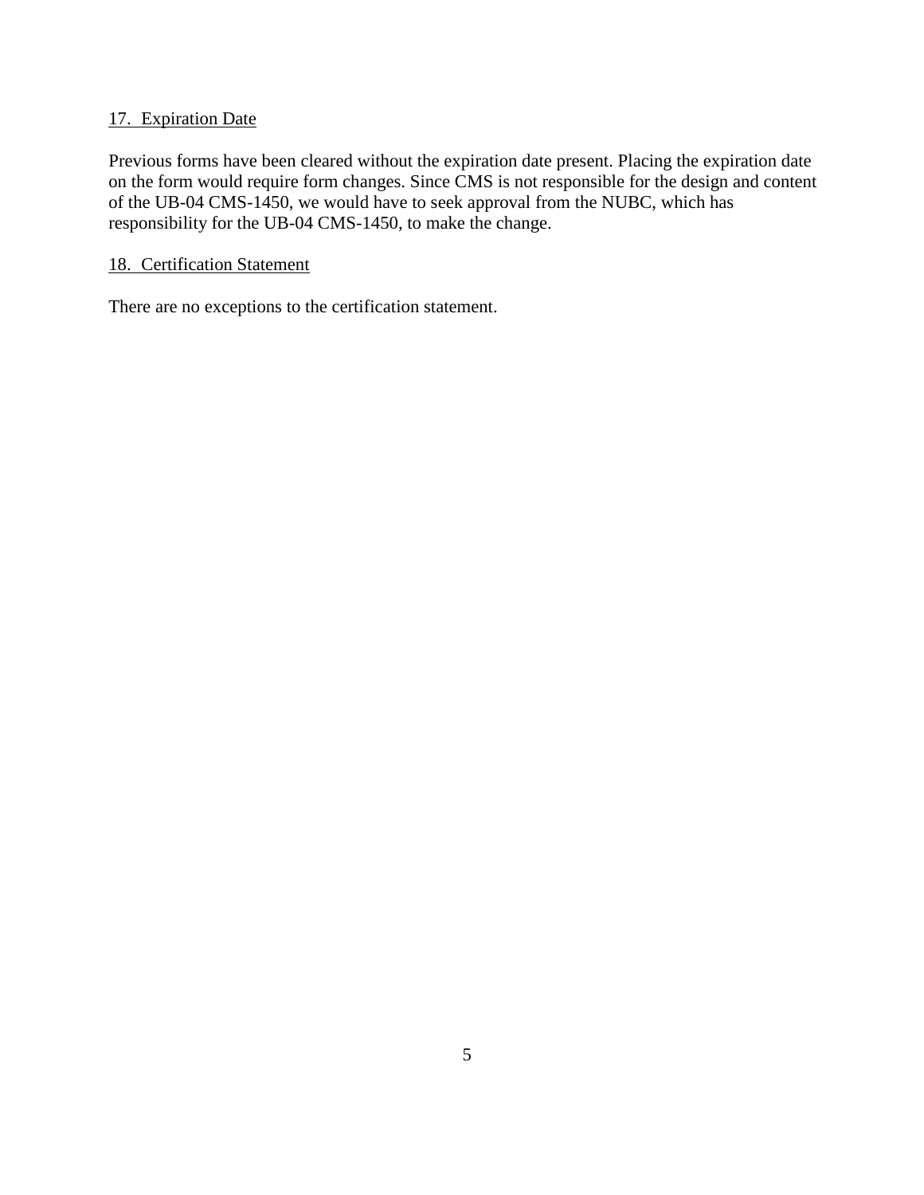17. Expiration Date

Previous forms have been cleared without the expiration date present. Placing the expiration date on the form would require form changes. Since CMS is not responsible for the design and content of the UB-04 CMS-1450, we would have to seek approval from the NUBC, which has responsibility for the UB-04 CMS-1450, to make the change.

18. Certification Statement

There are no exceptions to the certification statement.